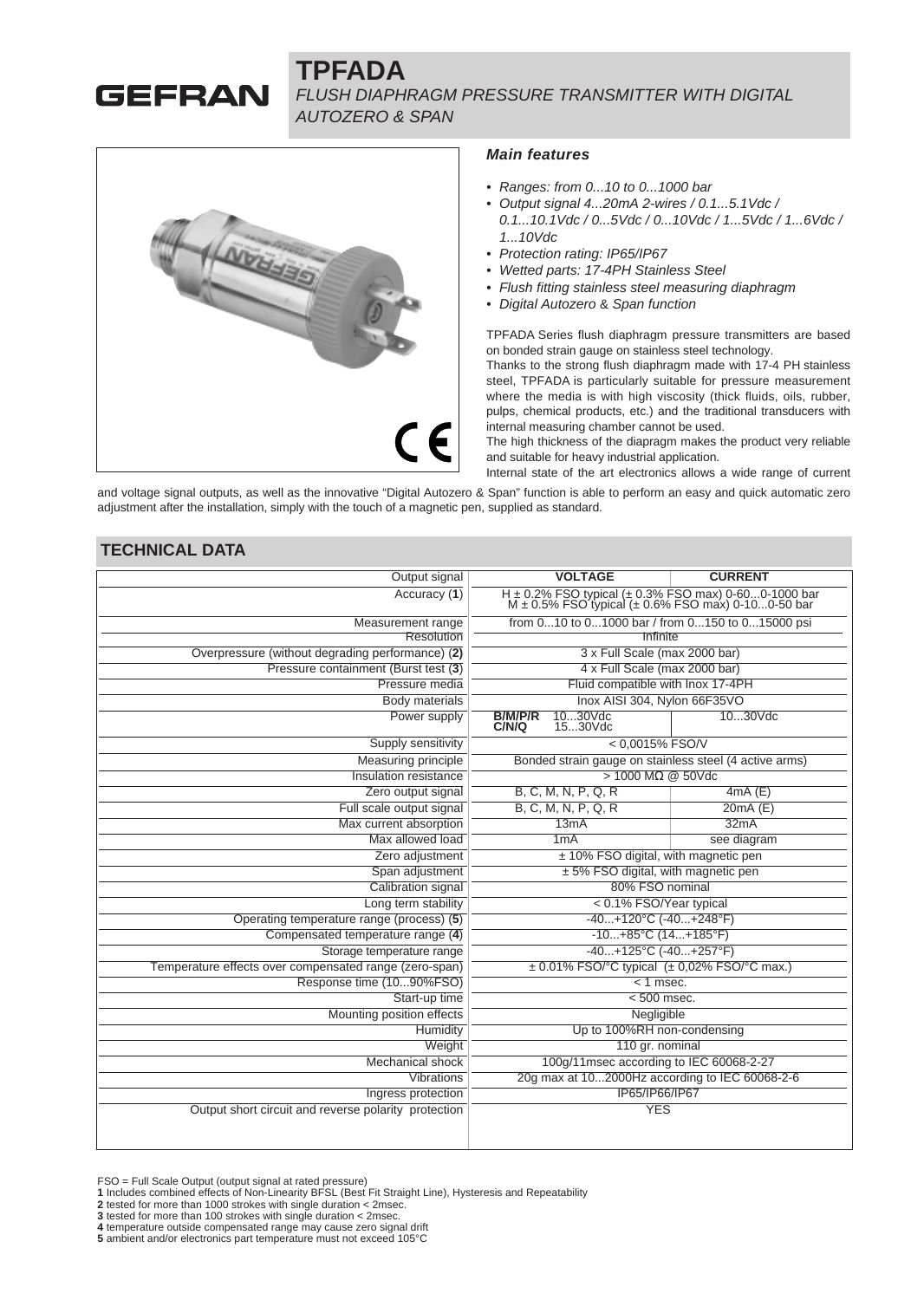# TPFADA

*FLUSH DIAPHRAGM PRESSURE TRANSMITTER WITH DIGITAL AUTOZERO & SPAN*

### *Main features*

- *Ranges: from 0...10 to 0...1000 bar*
- *Output signal 4...20mA 2-wires / 0.1...5.1Vdc / 0.1...10.1Vdc / 0...5Vdc / 0...10Vdc / 1...5Vdc / 1...6Vdc / 1...10Vdc*
- *Protection rating: IP65/IP67*
- *Wetted parts: 17-4PH Stainless Steel*
- *Flush fitting stainless steel measuring diaphragm*
- *Digital Autozero & Span function*

TPFADA Series flush diaphragm pressure transmitters are based on bonded strain gauge on stainless steel technology.
Thanks to the strong flush diaphragm made with 17-4 PH stainless steel, TPFADA is particularly suitable for pressure measurement where the media is with high viscosity (thick fluids, oils, rubber, pulps, chemical products, etc.) and the traditional transducers with internal measuring chamber cannot be used.
The high thickness of the diapragm makes the product very reliable and suitable for heavy industrial application.
Internal state of the art electronics allows a wide range of current and voltage signal outputs, as well as the innovative "Digital Autozero & Span" function is able to perform an easy and quick automatic zero adjustment after the installation, simply with the touch of a magnetic pen, supplied as standard.

## TECHNICAL DATA

| Output signal | VOLTAGE | CURRENT |
|---|---|---|
| Accuracy (1) | H ± 0.2% FSO typical (± 0.3% FSO max) 0-60...0-1000 bar<br>M ± 0.5% FSO typical (± 0.6% FSO max) 0-10...0-50 bar | |
| Measurement range | from 0...10 to 0...1000 bar / from 0...150 to 0...15000 psi | |
| Resolution | Infinite | |
| Overpressure (without degrading performance) (2) | 3 x Full Scale (max 2000 bar) | |
| Pressure containment (Burst test (3) | 4 x Full Scale (max 2000 bar) | |
| Pressure media | Fluid compatible with Inox 17-4PH | |
| Body materials | Inox AISI 304, Nylon 66F35VO | |
| Power supply | **B/M/P/R** 10...30Vdc<br>**C/N/Q** 15...30Vdc | 10...30Vdc |
| Supply sensitivity | < 0,0015% FSO/V | |
| Measuring principle | Bonded strain gauge on stainless steel (4 active arms) | |
| Insulation resistance | > 1000 MΩ @ 50Vdc | |
| Zero output signal | B, C, M, N, P, Q, R | 4mA (E) |
| Full scale output signal | B, C, M, N, P, Q, R | 20mA (E) |
| Max current absorption | 13mA | 32mA |
| Max allowed load | 1mA | see diagram |
| Zero adjustment | ± 10% FSO digital, with magnetic pen | |
| Span adjustment | ± 5% FSO digital, with magnetic pen | |
| Calibration signal | 80% FSO nominal | |
| Long term stability | < 0.1% FSO/Year typical | |
| Operating temperature range (process) (5) | -40...+120°C (-40...+248°F) | |
| Compensated temperature range (4) | -10...+85°C (14...+185°F) | |
| Storage temperature range | -40...+125°C (-40...+257°F) | |
| Temperature effects over compensated range (zero-span) | ± 0.01% FSO/°C typical (± 0,02% FSO/°C max.) | |
| Response time (10...90%FSO) | < 1 msec. | |
| Start-up time | < 500 msec. | |
| Mounting position effects | Negligible | |
| Humidity | Up to 100%RH non-condensing | |
| Weight | 110 gr. nominal | |
| Mechanical shock | 100g/11msec according to IEC 60068-2-27 | |
| Vibrations | 20g max at 10...2000Hz according to IEC 60068-2-6 | |
| Ingress protection | IP65/IP66/IP67 | |
| Output short circuit and reverse polarity protection | YES | |

FSO = Full Scale Output (output signal at rated pressure)
**1** Includes combined effects of Non-Linearity BFSL (Best Fit Straight Line), Hysteresis and Repeatability
**2** tested for more than 1000 strokes with single duration < 2msec.
**3** tested for more than 100 strokes with single duration < 2msec.
**4** temperature outside compensated range may cause zero signal drift
**5** ambient and/or electronics part temperature must not exceed 105°C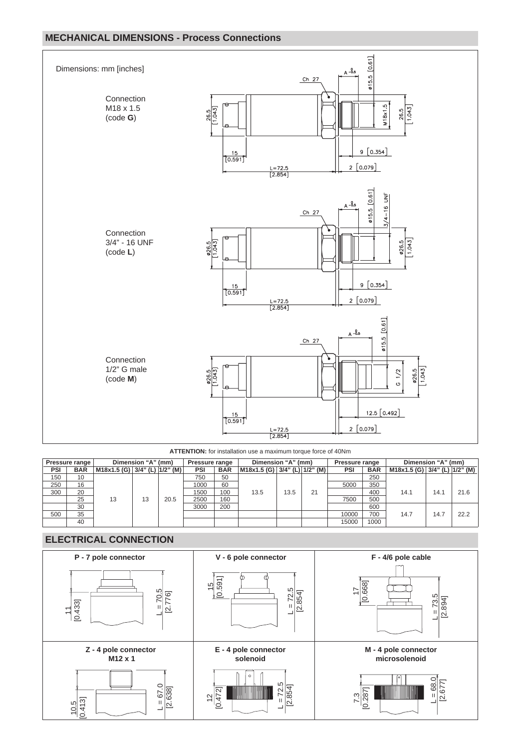## MECHANICAL DIMENSIONS - Process Connections

Dimensions: mm [inches]

Connection
M18 x 1.5
(code **G**)

Connection
3/4" - 16 UNF
(code **L**)

Connection
1/2" G male
(code **M**)

**ATTENTION:** for installation use a maximum torque force of 40Nm

| Pressure range | | Dimension "A" (mm) | | | Pressure range | | Dimension "A" (mm) | | | Pressure range | | Dimension "A" (mm) | | |
|---|---|---|---|---|---|---|---|---|---|---|---|---|---|---|
| PSI | BAR | M18x1.5 (G) | 3/4" (L) | 1/2" (M) | PSI | BAR | M18x1.5 (G) | 3/4" (L) | 1/2" (M) | PSI | BAR | M18x1.5 (G) | 3/4" (L) | 1/2" (M) |
| 150 | 10 | 13 | 13 | 20.5 | 750 | 50 | 13.5 | 13.5 | 21 | | 250 | 14.1 | 14.1 | 21.6 |
| 250 | 16 | | | | 1000 | 60 | | | | 5000 | 350 | | | |
| 300 | 20 | | | | 1500 | 100 | | | | | 400 | | | |
| | 25 | | | | 2500 | 160 | | | | 7500 | 500 | | | |
| | 30 | | | | 3000 | 200 | | | | | 600 | 14.7 | 14.7 | 22.2 |
| 500 | 35 | | | | | | | | | 10000 | 700 | | | |
| | 40 | | | | | | | | | 15000 | 1000 | | | |

## ELECTRICAL CONNECTION

**P - 7 pole connector** — 11 [0.433]; L = 70.5 [2.776]

**V - 6 pole connector** — 15 [0.591]; L = 72.5 [2.854]

**F - 4/6 pole cable** — 17 [0.668]; L = 73.5 [2.894]

**Z - 4 pole connector M12 x 1** — 10.5 [0.413]; L = 67.0 [2.638]

**E - 4 pole connector solenoid** — 12 [0.472]; L = 72.5 [2.854]

**M - 4 pole connector microsolenoid** — 7.3 [0.287]; L = 68.0 [2.677]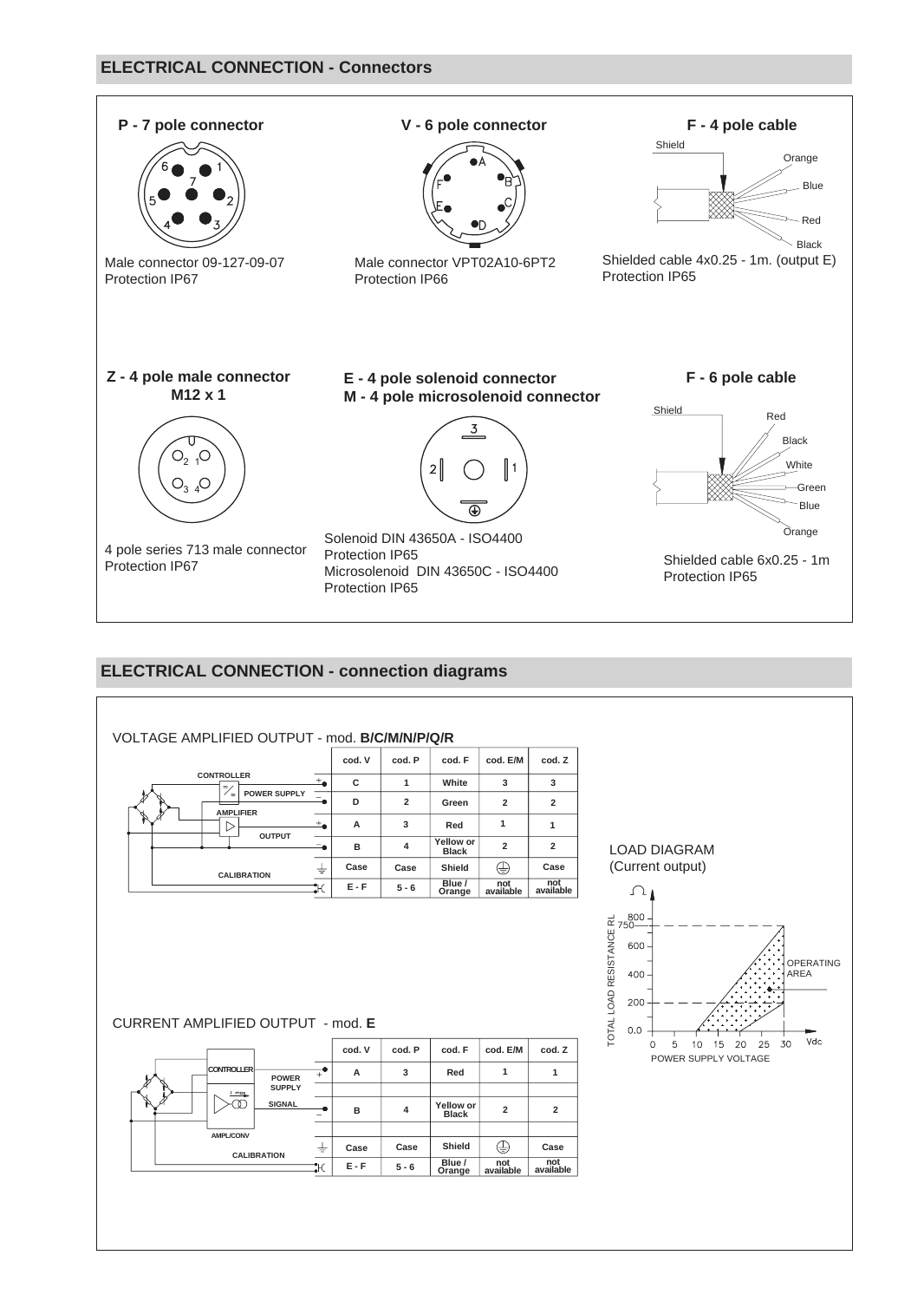## ELECTRICAL CONNECTION - Connectors

**P - 7 pole connector**

Male connector 09-127-09-07
Protection IP67

**V - 6 pole connector**

Male connector VPT02A10-6PT2
Protection IP66

**F - 4 pole cable**

Shield, Orange, Blue, Red, Black

Shielded cable 4x0.25 - 1m. (output E)
Protection IP65

**Z - 4 pole male connector M12 x 1**

4 pole series 713 male connector
Protection IP67

**E - 4 pole solenoid connector**
**M - 4 pole microsolenoid connector**

Solenoid DIN 43650A - ISO4400
Protection IP65
Microsolenoid DIN 43650C - ISO4400
Protection IP65

**F - 6 pole cable**

Shield, Red, Black, White, Green, Blue, Orange

Shielded cable 6x0.25 - 1m
Protection IP65

## ELECTRICAL CONNECTION - connection diagrams

VOLTAGE AMPLIFIED OUTPUT - mod. **B/C/M/N/P/Q/R**

| | | cod. V | cod. P | cod. F | cod. E/M | cod. Z |
|---|---|---|---|---|---|---|
| POWER SUPPLY | + | C | 1 | White | 3 | 3 |
| | − | D | 2 | Green | 2 | 2 |
| OUTPUT | + | A | 3 | Red | 1 | 1 |
| | − | B | 4 | Yellow or Black | 2 | 2 |
| | ⏚ | Case | Case | Shield | ⏚ | Case |
| CALIBRATION | | E - F | 5 - 6 | Blue / Orange | not available | not available |

CURRENT AMPLIFIED OUTPUT - mod. **E**

| | | cod. V | cod. P | cod. F | cod. E/M | cod. Z |
|---|---|---|---|---|---|---|
| POWER SUPPLY | + | A | 3 | Red | 1 | 1 |
| SIGNAL | − | B | 4 | Yellow or Black | 2 | 2 |
| | ⏚ | Case | Case | Shield | ⏚ | Case |
| CALIBRATION | | E - F | 5 - 6 | Blue / Orange | not available | not available |

LOAD DIAGRAM
(Current output)

TOTAL LOAD RESISTANCE RL (Ω): 0.0, 200, 400, 600, 750, 800
POWER SUPPLY VOLTAGE (Vdc): 0, 5, 10, 15, 20, 25, 30
OPERATING AREA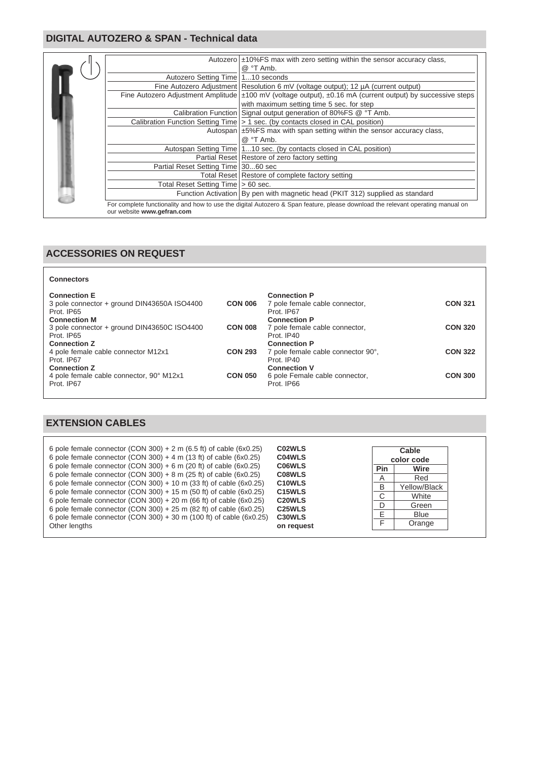## DIGITAL AUTOZERO & SPAN - Technical data

| | |
|---|---|
| Autozero | ±10%FS max with zero setting within the sensor accuracy class, @ °T Amb. |
| Autozero Setting Time | 1...10 seconds |
| Fine Autozero Adjustment | Resolution 6 mV (voltage output); 12 µA (current output) |
| Fine Autozero Adjustment Amplitude | ±100 mV (voltage output), ±0.16 mA (current output) by successive steps with maximum setting time 5 sec. for step |
| Calibration Function | Signal output generation of 80%FS @ °T Amb. |
| Calibration Function Setting Time | > 1 sec. (by contacts closed in CAL position) |
| Autospan | ±5%FS max with span setting within the sensor accuracy class, @ °T Amb. |
| Autospan Setting Time | 1...10 sec. (by contacts closed in CAL position) |
| Partial Reset | Restore of zero factory setting |
| Partial Reset Setting Time | 30...60 sec |
| Total Reset | Restore of complete factory setting |
| Total Reset Setting Time | > 60 sec. |
| Function Activation | By pen with magnetic head (PKIT 312) supplied as standard |

For complete functionality and how to use the digital Autozero & Span feature, please download the relevant operating manual on our website **www.gefran.com**

## ACCESSORIES ON REQUEST

**Connectors**

| | | | |
|---|---|---|---|
| **Connection E**<br>3 pole connector + ground DIN43650A ISO4400<br>Prot. IP65 | **CON 006** | **Connection P**<br>7 pole female cable connector,<br>Prot. IP67 | **CON 321** |
| **Connection M**<br>3 pole connector + ground DIN43650C ISO4400<br>Prot. IP65 | **CON 008** | **Connection P**<br>7 pole female cable connector,<br>Prot. IP40 | **CON 320** |
| **Connection Z**<br>4 pole female cable connector M12x1<br>Prot. IP67 | **CON 293** | **Connection P**<br>7 pole female cable connector 90°,<br>Prot. IP40 | **CON 322** |
| **Connection Z**<br>4 pole female cable connector, 90° M12x1<br>Prot. IP67 | **CON 050** | **Connection V**<br>6 pole Female cable connector,<br>Prot. IP66 | **CON 300** |

## EXTENSION CABLES

| | |
|---|---|
| 6 pole female connector (CON 300) + 2 m (6.5 ft) of cable (6x0.25) | **C02WLS** |
| 6 pole female connector (CON 300) + 4 m (13 ft) of cable (6x0.25) | **C04WLS** |
| 6 pole female connector (CON 300) + 6 m (20 ft) of cable (6x0.25) | **C06WLS** |
| 6 pole female connector (CON 300) + 8 m (25 ft) of cable (6x0.25) | **C08WLS** |
| 6 pole female connector (CON 300) + 10 m (33 ft) of cable (6x0.25) | **C10WLS** |
| 6 pole female connector (CON 300) + 15 m (50 ft) of cable (6x0.25) | **C15WLS** |
| 6 pole female connector (CON 300) + 20 m (66 ft) of cable (6x0.25) | **C20WLS** |
| 6 pole female connector (CON 300) + 25 m (82 ft) of cable (6x0.25) | **C25WLS** |
| 6 pole female connector (CON 300) + 30 m (100 ft) of cable (6x0.25) | **C30WLS** |
| Other lengths | **on request** |

**Cable color code**

| Pin | Wire |
|---|---|
| A | Red |
| B | Yellow/Black |
| C | White |
| D | Green |
| E | Blue |
| F | Orange |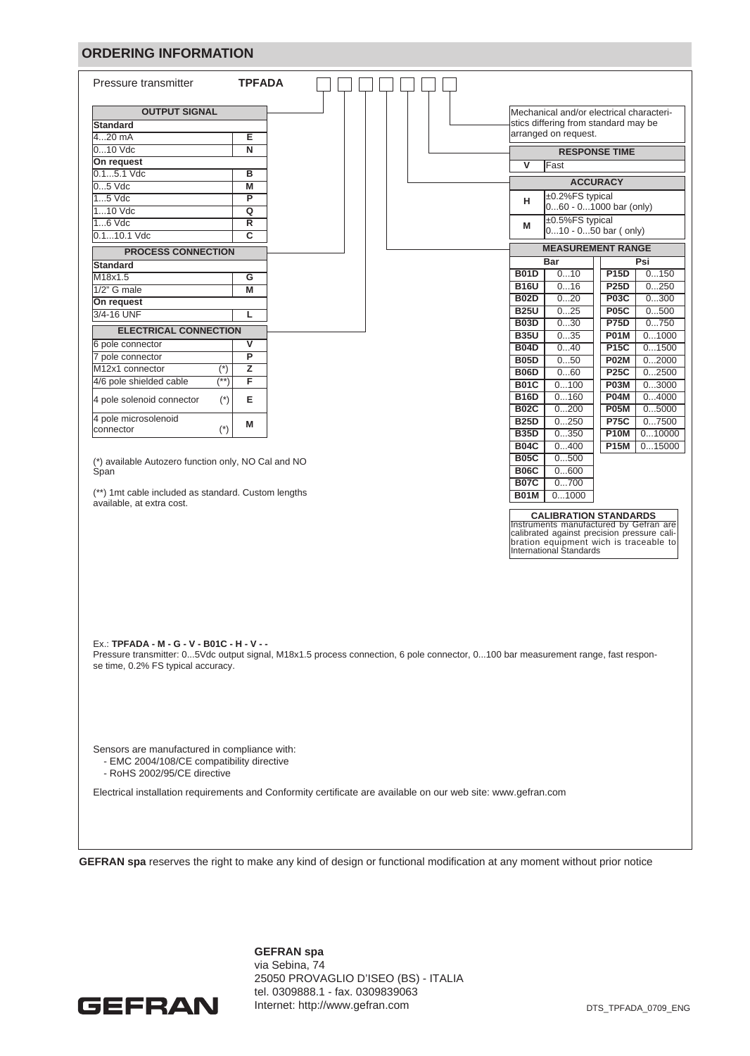## ORDERING INFORMATION

Pressure transmitter **TPFADA** ☐ ☐ ☐ ☐ ☐ ☐ ☐

| OUTPUT SIGNAL | |
|---|---|
| **Standard** | |
| 4...20 mA | **E** |
| 0...10 Vdc | **N** |
| **On request** | |
| 0.1...5.1 Vdc | **B** |
| 0...5 Vdc | **M** |
| 1...5 Vdc | **P** |
| 1...10 Vdc | **Q** |
| 1...6 Vdc | **R** |
| 0.1...10.1 Vdc | **C** |

| PROCESS CONNECTION | |
|---|---|
| **Standard** | |
| M18x1.5 | **G** |
| 1/2" G male | **M** |
| **On request** | |
| 3/4-16 UNF | **L** |

| ELECTRICAL CONNECTION | |
|---|---|
| 6 pole connector | **V** |
| 7 pole connector | **P** |
| M12x1 connector (*) | **Z** |
| 4/6 pole shielded cable (**) | **F** |
| 4 pole solenoid connector (*) | **E** |
| 4 pole microsolenoid connector (*) | **M** |

(*) available Autozero function only, NO Cal and NO Span

(**) 1mt cable included as standard. Custom lengths available, at extra cost.

Mechanical and/or electrical characteristics differing from standard may be arranged on request.

| RESPONSE TIME | |
|---|---|
| **V** | Fast |

| ACCURACY | |
|---|---|
| **H** | ±0.2%FS typical 0...60 - 0...1000 bar (only) |
| **M** | ±0.5%FS typical 0...10 - 0...50 bar ( only) |

| MEASUREMENT RANGE | | | |
|---|---|---|---|
| Bar | | Psi | |
| **B01D** | 0...10 | **P15D** | 0...150 |
| **B16U** | 0...16 | **P25D** | 0...250 |
| **B02D** | 0...20 | **P03C** | 0...300 |
| **B25U** | 0...25 | **P05C** | 0...500 |
| **B03D** | 0...30 | **P75D** | 0...750 |
| **B35U** | 0...35 | **P01M** | 0...1000 |
| **B04D** | 0...40 | **P15C** | 0...1500 |
| **B05D** | 0...50 | **P02M** | 0...2000 |
| **B06D** | 0...60 | **P25C** | 0...2500 |
| **B01C** | 0...100 | **P03M** | 0...3000 |
| **B16D** | 0...160 | **P04M** | 0...4000 |
| **B02C** | 0...200 | **P05M** | 0...5000 |
| **B25D** | 0...250 | **P75C** | 0...7500 |
| **B35D** | 0...350 | **P10M** | 0...10000 |
| **B04C** | 0...400 | **P15M** | 0...15000 |
| **B05C** | 0...500 | | |
| **B06C** | 0...600 | | |
| **B07C** | 0...700 | | |
| **B01M** | 0...1000 | | |

**CALIBRATION STANDARDS**
Instruments manufactured by Gefran are calibrated against precision pressure calibration equipment wich is traceable to International Standards

Ex.: **TPFADA - M - G - V - B01C - H - V - -**
Pressure transmitter: 0...5Vdc output signal, M18x1.5 process connection, 6 pole connector, 0...100 bar measurement range, fast response time, 0.2% FS typical accuracy.

Sensors are manufactured in compliance with:
- EMC 2004/108/CE compatibility directive
- RoHS 2002/95/CE directive

Electrical installation requirements and Conformity certificate are available on our web site: www.gefran.com

**GEFRAN spa** reserves the right to make any kind of design or functional modification at any moment without prior notice

**GEFRAN spa**
via Sebina, 74
25050 PROVAGLIO D'ISEO (BS) - ITALIA
tel. 0309888.1 - fax. 0309839063
Internet: http://www.gefran.com

DTS_TPFADA_0709_ENG